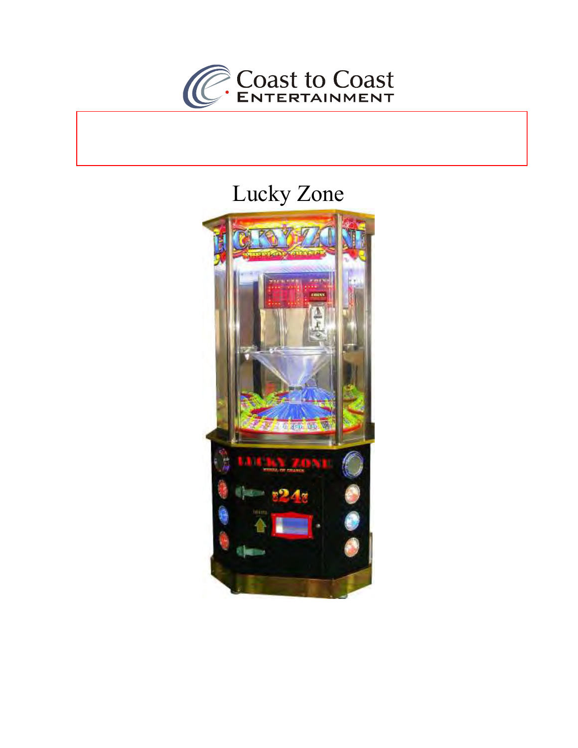Coast to Coast
ENTERTAINMENT

# Lucky Zone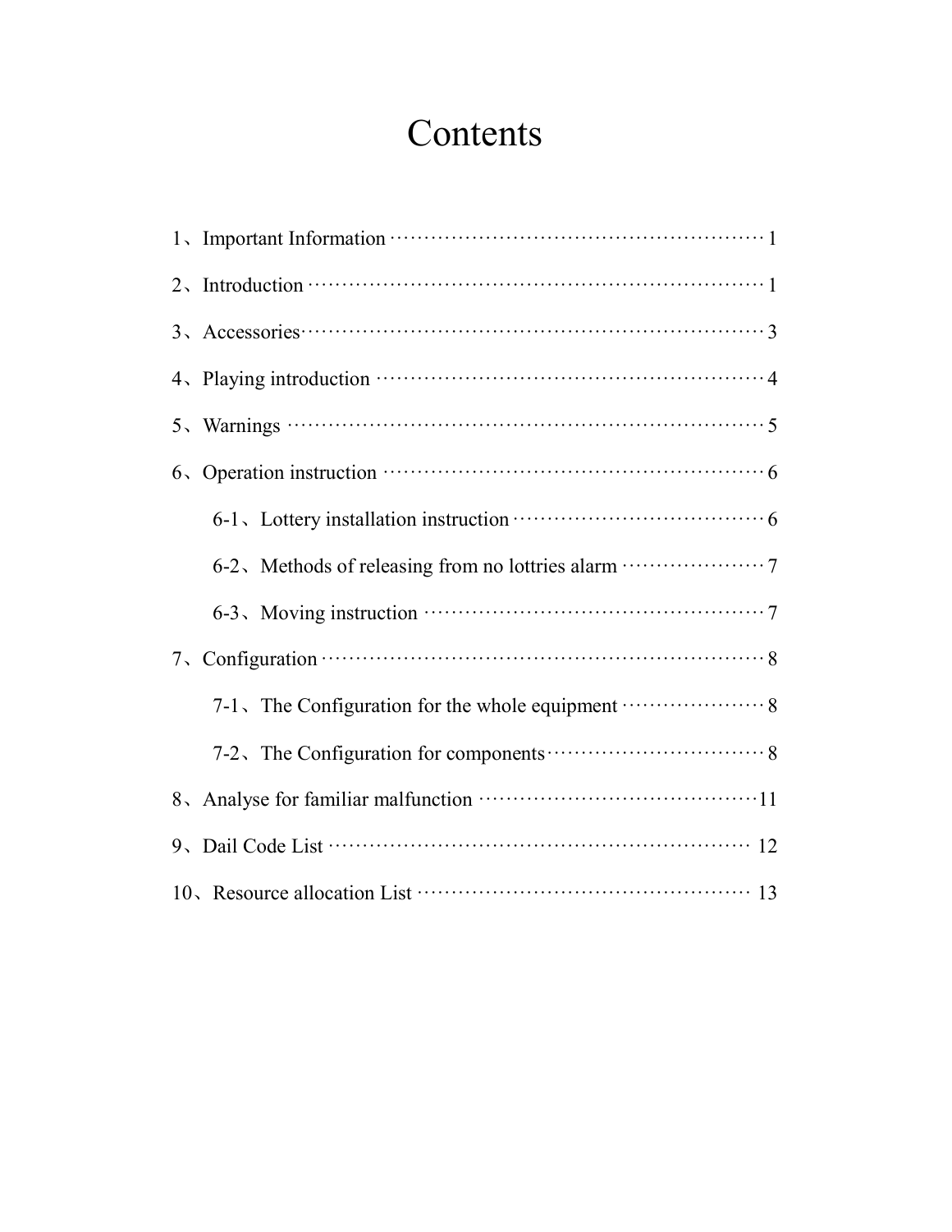# Contents

1、Important Information ……………………………………………… 1

2、Introduction ……………………………………………………… 1

3、Accessories……………………………………………………… 3

4、Playing introduction ……………………………………………… 4

5、Warnings ………………………………………………………… 5

6、Operation instruction …………………………………………… 6

  6-1、Lottery installation instruction ……………………………… 6

  6-2、Methods of releasing from no lottries alarm ………………… 7

  6-3、Moving instruction ……………………………………………… 7

7、Configuration …………………………………………………… 8

  7-1、The Configuration for the whole equipment ………………… 8

  7-2、The Configuration for components…………………………… 8

8、Analyse for familiar malfunction ………………………………11

9、Dail Code List …………………………………………………… 12

10、Resource allocation List ……………………………………… 13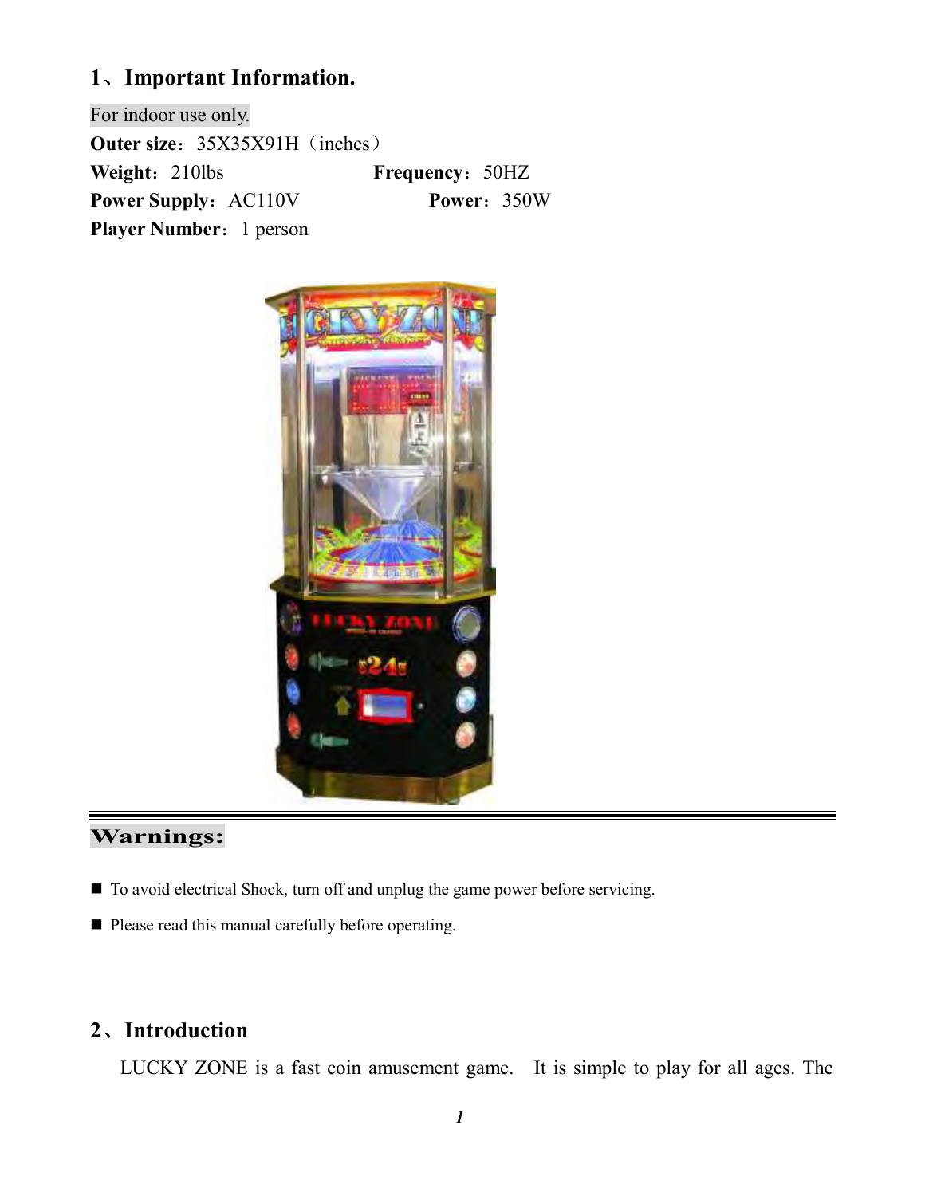## 1、Important Information.

For indoor use only.

**Outer size**：35X35X91H（inches）

**Weight**：210lbs　　**Frequency**：50HZ

**Power Supply**：AC110V　　**Power**：350W

**Player Number**： 1 person

---

**Warnings:**

- To avoid electrical Shock, turn off and unplug the game power before servicing.
- Please read this manual carefully before operating.

## 2、Introduction

LUCKY ZONE is a fast coin amusement game. It is simple to play for all ages. The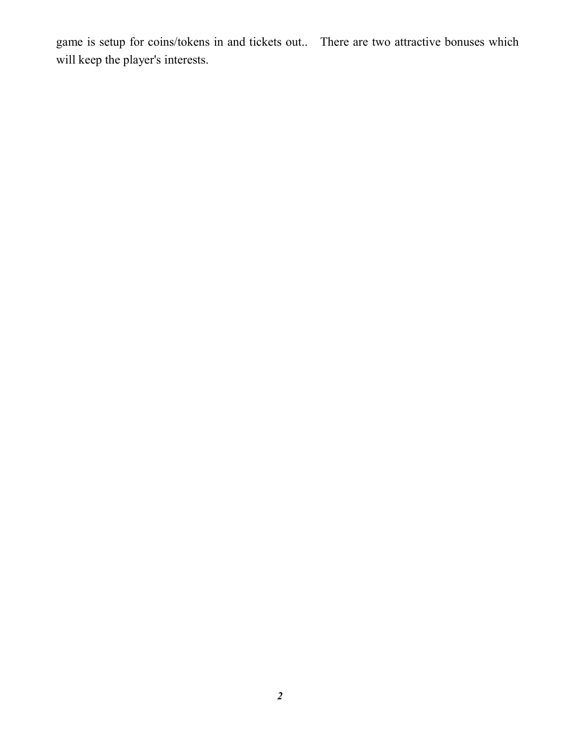game is setup for coins/tokens in and tickets out.. There are two attractive bonuses which will keep the player's interests.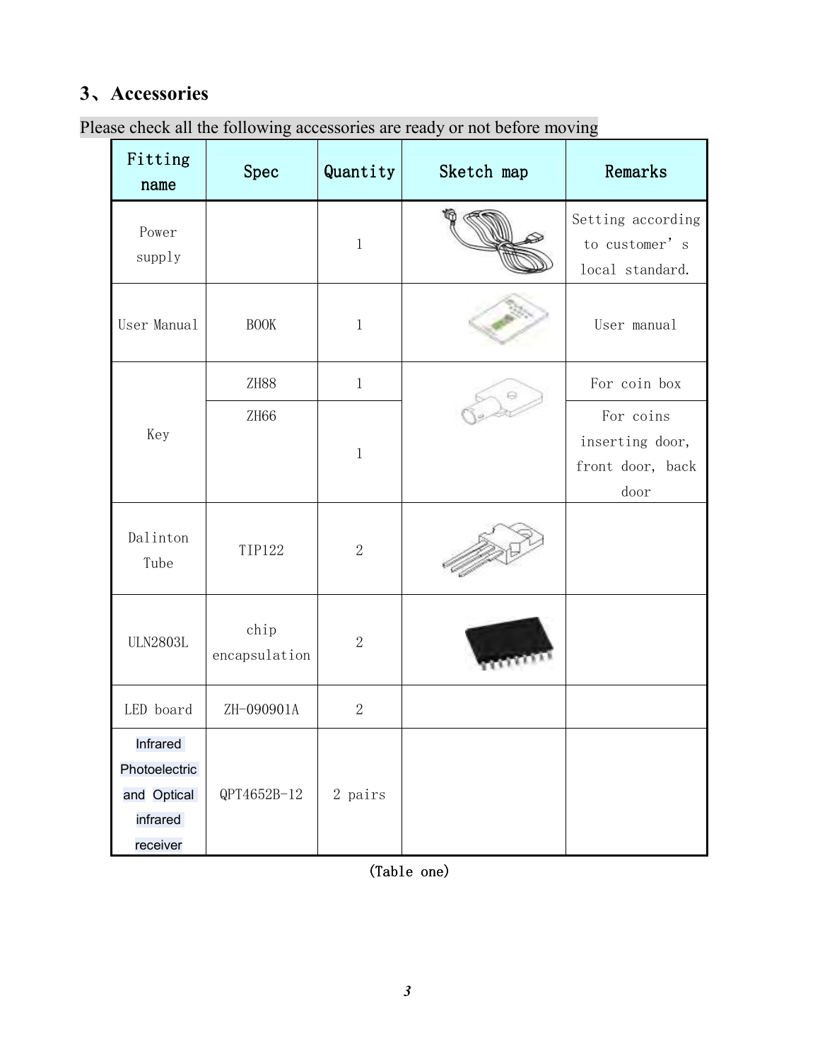## 3、Accessories

Please check all the following accessories are ready or not before moving

| Fitting name | Spec | Quantity | Sketch map | Remarks |
|---|---|---|---|---|
| Power supply | | 1 | | Setting according to customer’ s local standard. |
| User Manual | BOOK | 1 | | User manual |
| Key | ZH88 | 1 | | For coin box |
| | ZH66 | 1 | | For coins inserting door, front door, back door |
| Dalinton Tube | TIP122 | 2 | | |
| ULN2803L | chip encapsulation | 2 | | |
| LED board | ZH-090901A | 2 | | |
| Infrared Photoelectric and Optical infrared receiver | QPT4652B-12 | 2 pairs | | |

(Table one)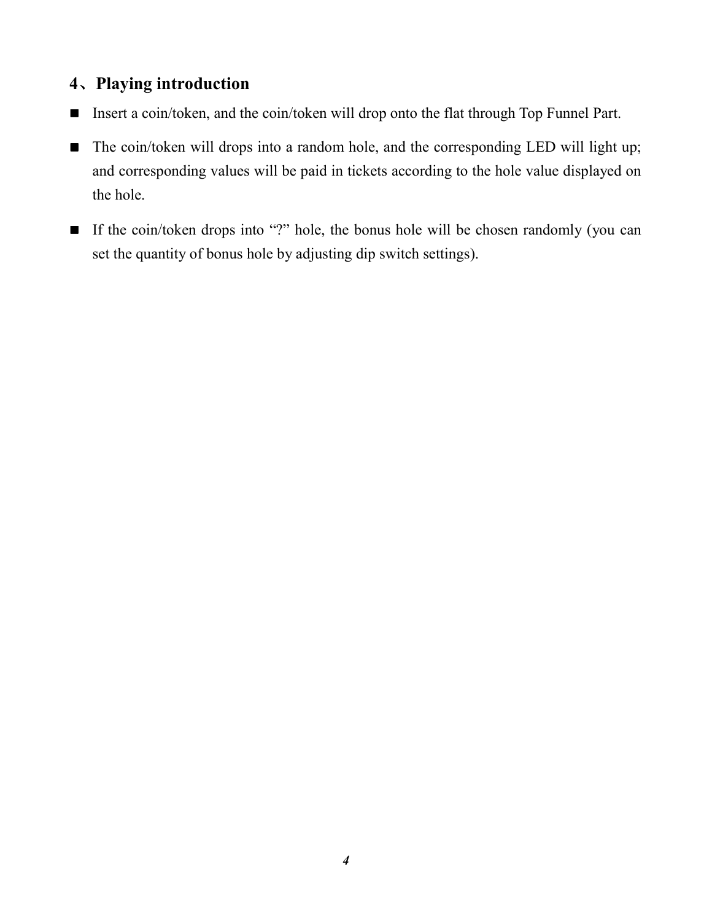## 4、Playing introduction

- Insert a coin/token, and the coin/token will drop onto the flat through Top Funnel Part.
- The coin/token will drops into a random hole, and the corresponding LED will light up; and corresponding values will be paid in tickets according to the hole value displayed on the hole.
- If the coin/token drops into "?" hole, the bonus hole will be chosen randomly (you can set the quantity of bonus hole by adjusting dip switch settings).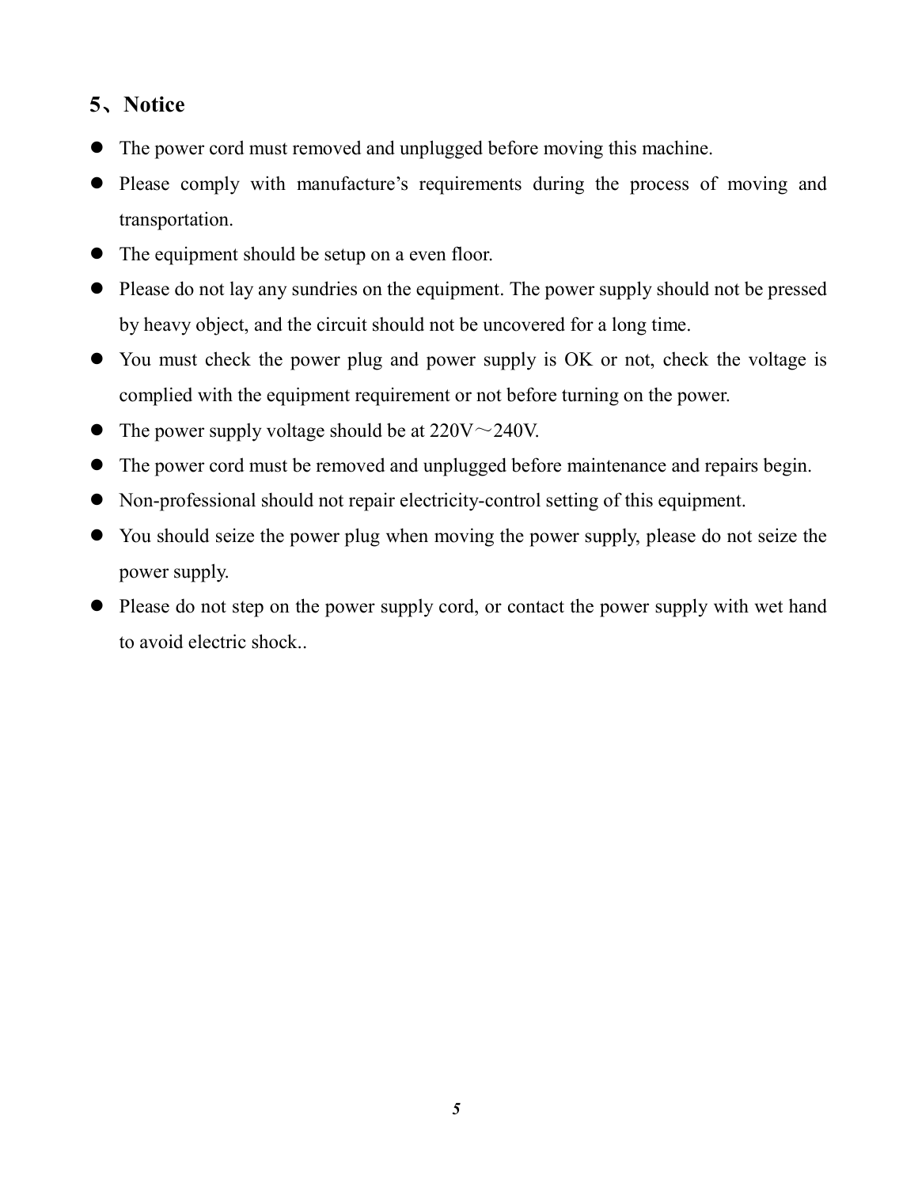## 5、Notice

- The power cord must removed and unplugged before moving this machine.
- Please comply with manufacture's requirements during the process of moving and transportation.
- The equipment should be setup on a even floor.
- Please do not lay any sundries on the equipment. The power supply should not be pressed by heavy object, and the circuit should not be uncovered for a long time.
- You must check the power plug and power supply is OK or not, check the voltage is complied with the equipment requirement or not before turning on the power.
- The power supply voltage should be at 220V～240V.
- The power cord must be removed and unplugged before maintenance and repairs begin.
- Non-professional should not repair electricity-control setting of this equipment.
- You should seize the power plug when moving the power supply, please do not seize the power supply.
- Please do not step on the power supply cord, or contact the power supply with wet hand to avoid electric shock..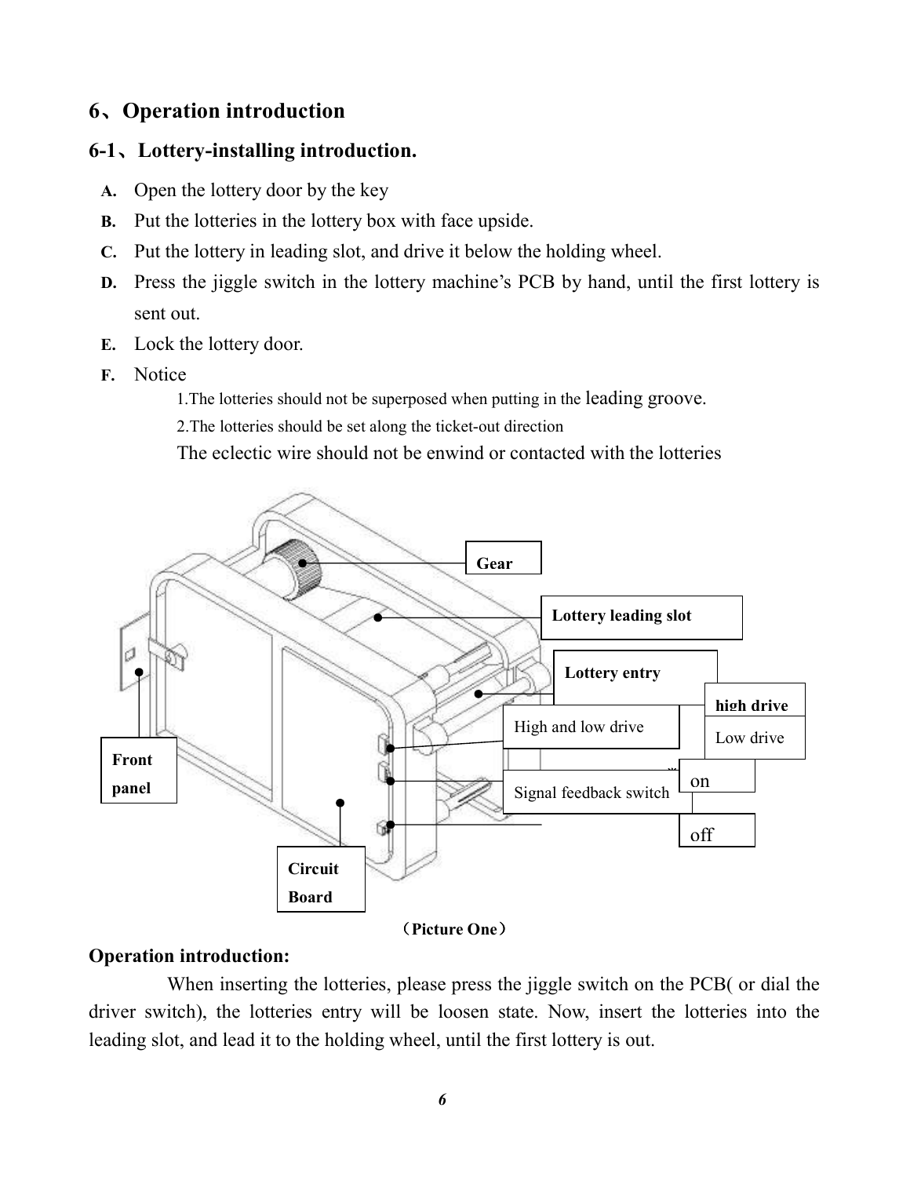## 6、Operation introduction

### 6-1、Lottery-installing introduction.

A. Open the lottery door by the key

B. Put the lotteries in the lottery box with face upside.

C. Put the lottery in leading slot, and drive it below the holding wheel.

D. Press the jiggle switch in the lottery machine's PCB by hand, until the first lottery is sent out.

E. Lock the lottery door.

F. Notice

1.The lotteries should not be superposed when putting in the leading groove.

2.The lotteries should be set along the ticket-out direction

The eclectic wire should not be enwind or contacted with the lotteries

**Gear**

**Lottery leading slot**

**Lottery entry**

**high drive**

High and low drive

Low drive

**Front panel**

on

Signal feedback switch

off

**Circuit Board**

（**Picture One**）

**Operation introduction:**

When inserting the lotteries, please press the jiggle switch on the PCB( or dial the driver switch), the lotteries entry will be loosen state. Now, insert the lotteries into the leading slot, and lead it to the holding wheel, until the first lottery is out.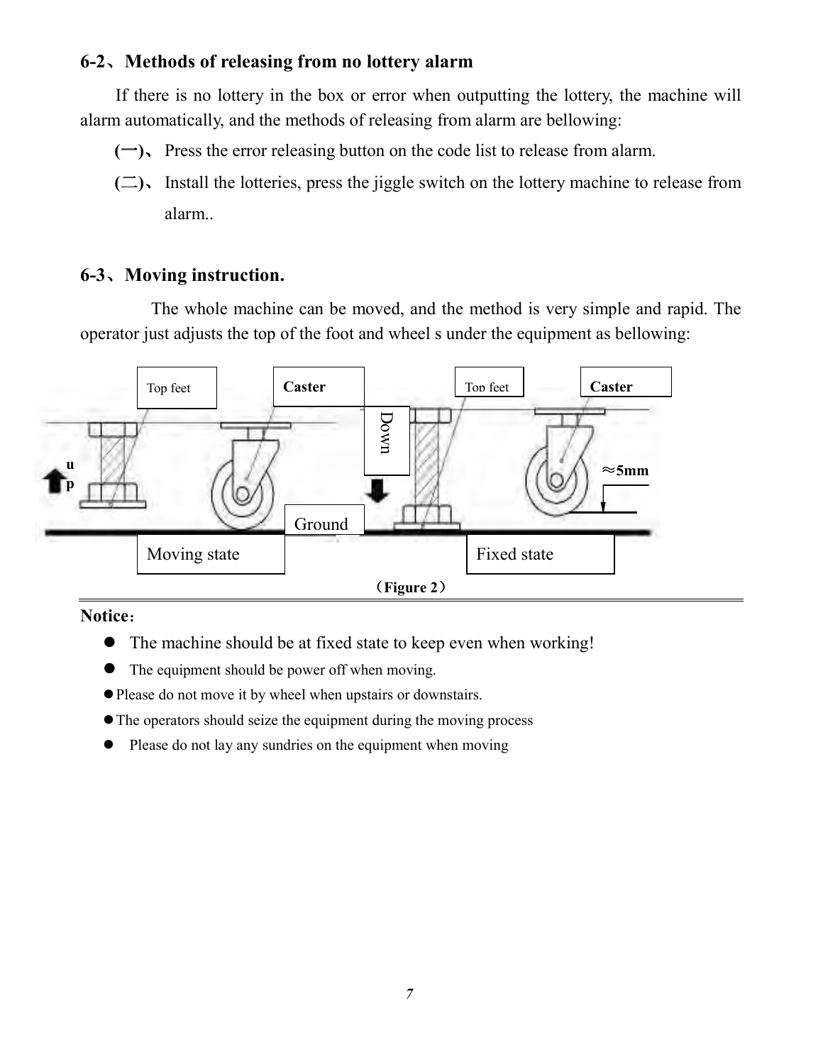### 6-2、Methods of releasing from no lottery alarm

If there is no lottery in the box or error when outputting the lottery, the machine will alarm automatically, and the methods of releasing from alarm are bellowing:

(一)、 Press the error releasing button on the code list to release from alarm.

(二)、 Install the lotteries, press the jiggle switch on the lottery machine to release from alarm..

### 6-3、Moving instruction.

The whole machine can be moved, and the method is very simple and rapid. The operator just adjusts the top of the foot and wheel s under the equipment as bellowing:

Top feet　Caster　Down　Top feet　Caster

up　≈5mm

Ground

Moving state　Fixed state

（Figure 2）

**Notice**：

- The machine should be at fixed state to keep even when working!
- The equipment should be power off when moving.
- Please do not move it by wheel when upstairs or downstairs.
- The operators should seize the equipment during the moving process
- Please do not lay any sundries on the equipment when moving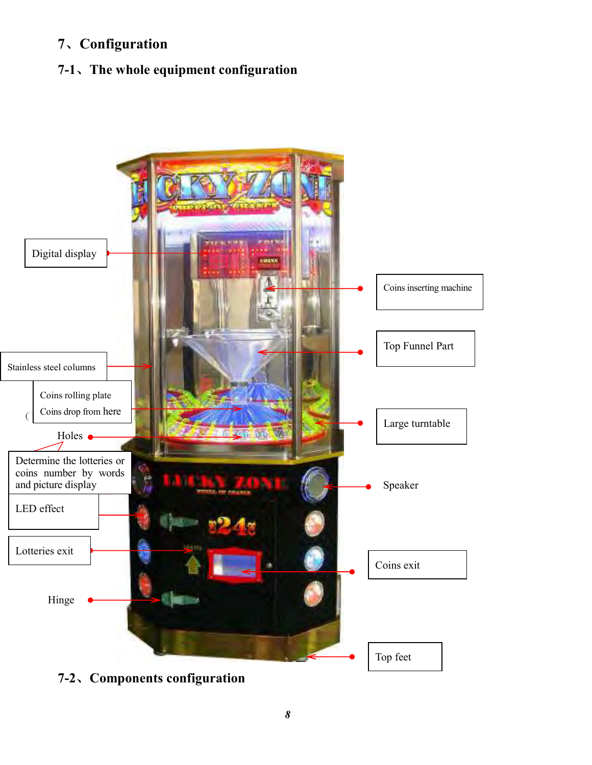# 7、Configuration

## 7-1、The whole equipment configuration

Digital display

Coins inserting machine

Top Funnel Part

Stainless steel columns

Coins rolling plate

Coins drop from here

Large turntable

Holes

Determine the lotteries or coins number by words and picture display

Speaker

LED effect

Lotteries exit

Coins exit

Hinge

Top feet

## 7-2、Components configuration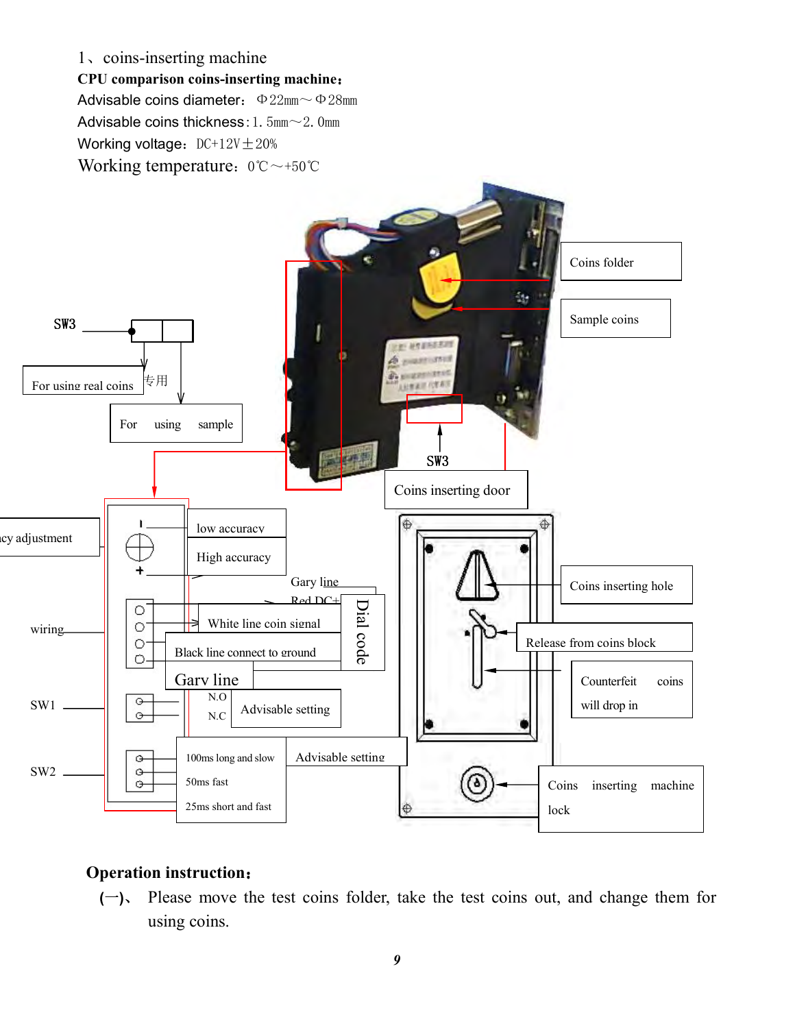1、coins-inserting machine

**CPU comparison coins-inserting machine:**

Advisable coins diameter: Φ22mm～Φ28mm

Advisable coins thickness: 1.5mm～2.0mm

Working voltage: DC+12V±20%

Working temperature: 0℃～+50℃

SW3

For using real coins 专用

For using sample

Coins folder

Sample coins

SW3

Coins inserting door

acy adjustment

low accuracy

High accuracy

Gary line

Red DC+

wiring

White line coin signal

Black line connect to ground

Gary line

Dial code

SW1

N.O

N.C

Advisable setting

SW2

100ms long and slow

50ms fast

25ms short and fast

Advisable setting

Coins inserting hole

Release from coins block

Counterfeit coins will drop in

Coins inserting machine lock

**Operation instruction:**

(一)、 Please move the test coins folder, take the test coins out, and change them for using coins.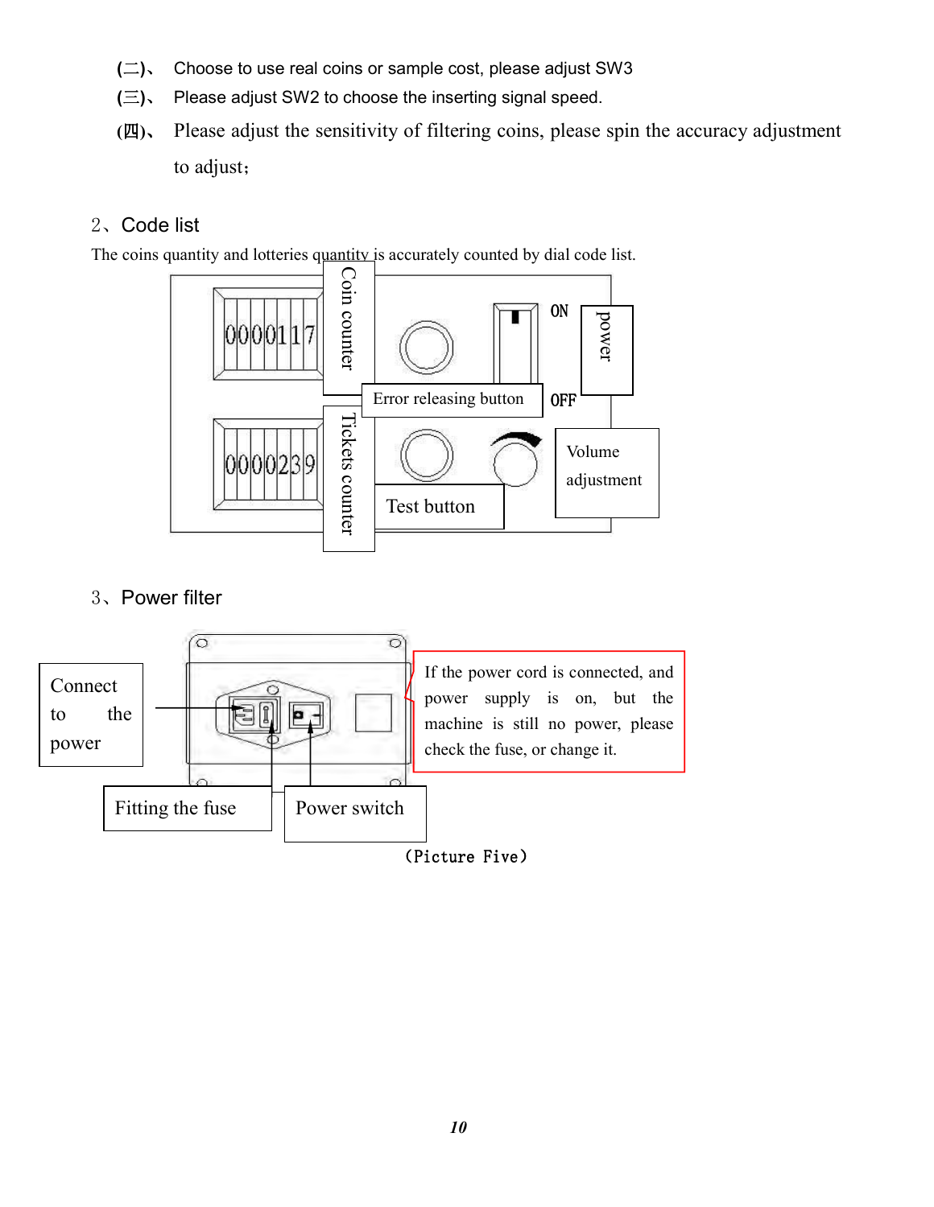(二)、 Choose to use real coins or sample cost, please adjust SW3

(三)、 Please adjust SW2 to choose the inserting signal speed.

(四)、 Please adjust the sensitivity of filtering coins, please spin the accuracy adjustment to adjust;

## 2、Code list

The coins quantity and lotteries quantity is accurately counted by dial code list.

0000117

Coin counter

ON

power

Error releasing button

OFF

0000239

Tickets counter

Volume adjustment

Test button

## 3、Power filter

Connect to the power

If the power cord is connected, and power supply is on, but the machine is still no power, please check the fuse, or change it.

Fitting the fuse

Power switch

(Picture Five)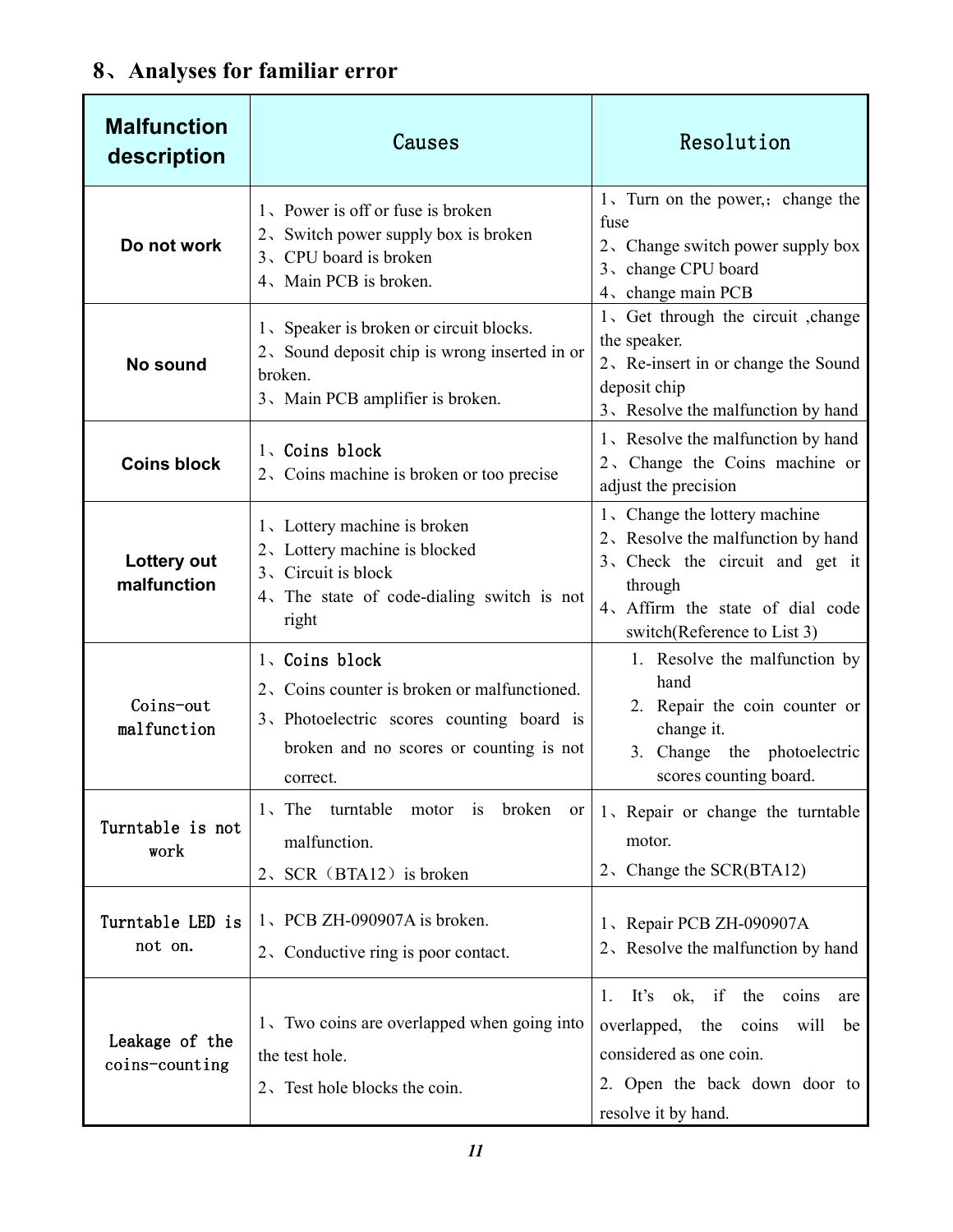## 8、Analyses for familiar error

| Malfunction description | Causes | Resolution |
| --- | --- | --- |
| Do not work | 1、Power is off or fuse is broken<br>2、Switch power supply box is broken<br>3、CPU board is broken<br>4、Main PCB is broken. | 1、Turn on the power,; change the fuse<br>2、Change switch power supply box<br>3、change CPU board<br>4、change main PCB |
| No sound | 1、Speaker is broken or circuit blocks.<br>2、Sound deposit chip is wrong inserted in or broken.<br>3、Main PCB amplifier is broken. | 1、Get through the circuit ,change the speaker.<br>2、Re-insert in or change the Sound deposit chip<br>3、Resolve the malfunction by hand |
| Coins block | 1、Coins block<br>2、Coins machine is broken or too precise | 1、Resolve the malfunction by hand<br>2、Change the Coins machine or adjust the precision |
| Lottery out malfunction | 1、Lottery machine is broken<br>2、Lottery machine is blocked<br>3、Circuit is block<br>4、The state of code-dialing switch is not right | 1、Change the lottery machine<br>2、Resolve the malfunction by hand<br>3、Check the circuit and get it through<br>4、Affirm the state of dial code switch(Reference to List 3) |
| Coins-out malfunction | 1、Coins block<br>2、Coins counter is broken or malfunctioned.<br>3、Photoelectric scores counting board is broken and no scores or counting is not correct. | 1. Resolve the malfunction by hand<br>2. Repair the coin counter or change it.<br>3. Change the photoelectric scores counting board. |
| Turntable is not work | 1、The turntable motor is broken or malfunction.<br>2、SCR（BTA12）is broken | 1、Repair or change the turntable motor.<br>2、Change the SCR(BTA12) |
| Turntable LED is not on. | 1、PCB ZH-090907A is broken.<br>2、Conductive ring is poor contact. | 1、Repair PCB ZH-090907A<br>2、Resolve the malfunction by hand |
| Leakage of the coins-counting | 1、Two coins are overlapped when going into the test hole.<br>2、Test hole blocks the coin. | 1. It's ok, if the coins are overlapped, the coins will be considered as one coin.<br>2. Open the back down door to resolve it by hand. |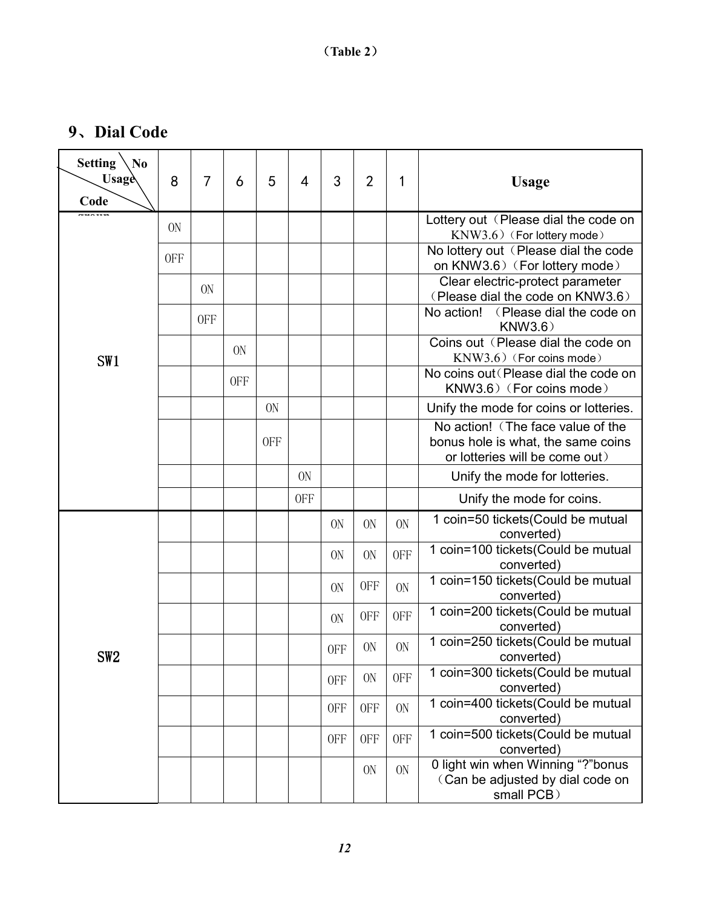（Table 2）

## 9、Dial Code

| Setting No Usage Code group | 8 | 7 | 6 | 5 | 4 | 3 | 2 | 1 | Usage |
|---|---|---|---|---|---|---|---|---|---|
| SW1 | ON | | | | | | | | Lottery out（Please dial the code on KNW3.6）（For lottery mode） |
| | OFF | | | | | | | | No lottery out（Please dial the code on KNW3.6）（For lottery mode） |
| | | ON | | | | | | | Clear electric-protect parameter（Please dial the code on KNW3.6） |
| | | OFF | | | | | | | No action! （Please dial the code on KNW3.6） |
| | | | ON | | | | | | Coins out（Please dial the code on KNW3.6）（For coins mode） |
| | | | OFF | | | | | | No coins out（Please dial the code on KNW3.6）（For coins mode） |
| | | | | ON | | | | | Unify the mode for coins or lotteries. |
| | | | | OFF | | | | | No action!（The face value of the bonus hole is what, the same coins or lotteries will be come out） |
| | | | | | ON | | | | Unify the mode for lotteries. |
| | | | | | OFF | | | | Unify the mode for coins. |
| SW2 | | | | | | ON | ON | ON | 1 coin=50 tickets(Could be mutual converted) |
| | | | | | | ON | ON | OFF | 1 coin=100 tickets(Could be mutual converted) |
| | | | | | | ON | OFF | ON | 1 coin=150 tickets(Could be mutual converted) |
| | | | | | | ON | OFF | OFF | 1 coin=200 tickets(Could be mutual converted) |
| | | | | | | OFF | ON | ON | 1 coin=250 tickets(Could be mutual converted) |
| | | | | | | OFF | ON | OFF | 1 coin=300 tickets(Could be mutual converted) |
| | | | | | | OFF | OFF | ON | 1 coin=400 tickets(Could be mutual converted) |
| | | | | | | OFF | OFF | OFF | 1 coin=500 tickets(Could be mutual converted) |
| | | | | | | | ON | ON | 0 light win when Winning "?"bonus（Can be adjusted by dial code on small PCB） |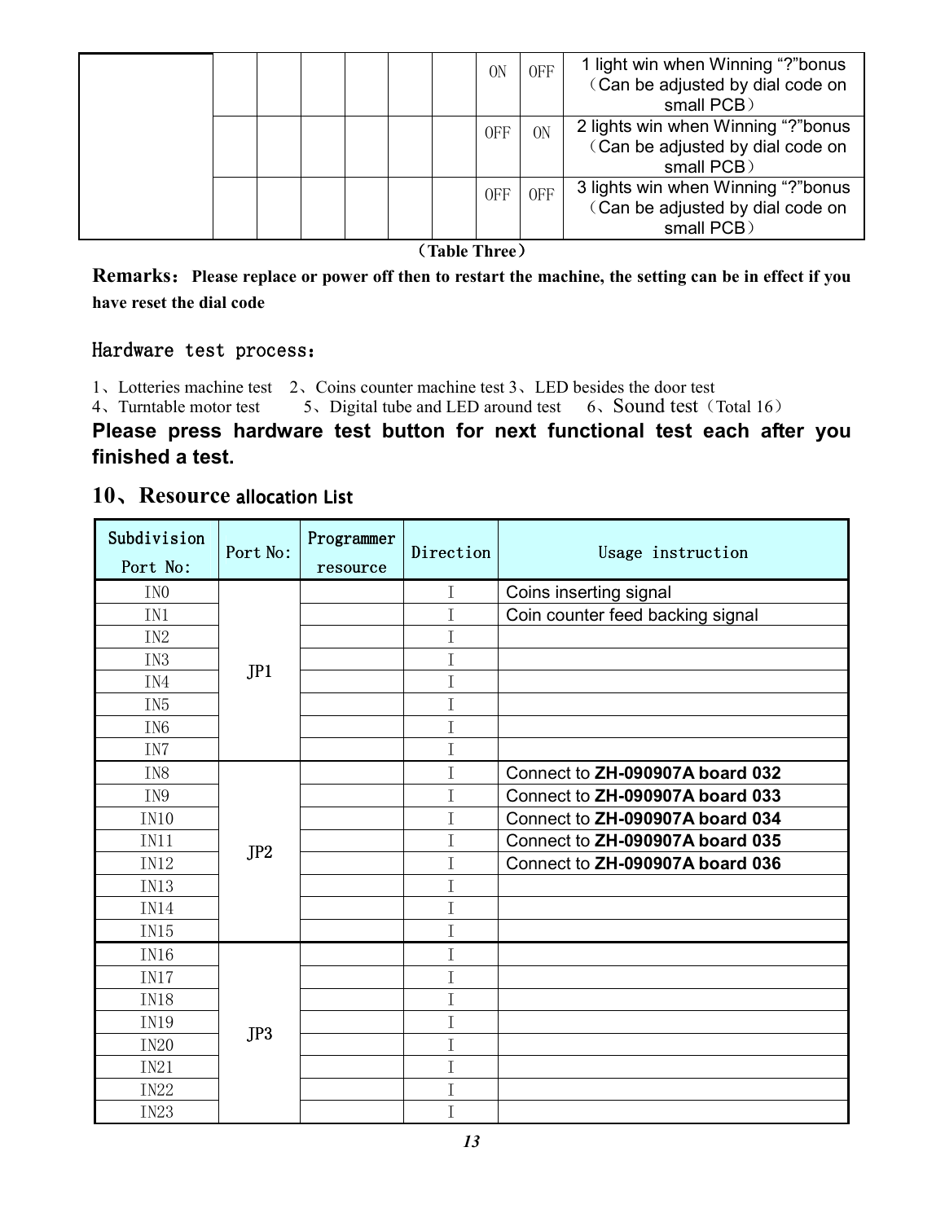| | | | | | | | | | |
|---|---|---|---|---|---|---|---|---|---|
| | | | | | | | ON | OFF | 1 light win when Winning “?”bonus （Can be adjusted by dial code on small PCB） |
| | | | | | | | OFF | ON | 2 lights win when Winning “?”bonus （Can be adjusted by dial code on small PCB） |
| | | | | | | | OFF | OFF | 3 lights win when Winning “?”bonus （Can be adjusted by dial code on small PCB） |

**（Table Three）**

**Remarks：Please replace or power off then to restart the machine, the setting can be in effect if you have reset the dial code**

## Hardware test process：

1、Lotteries machine test 2、Coins counter machine test 3、LED besides the door test
4、Turntable motor test 5、Digital tube and LED around test 6、Sound test（Total 16）

**Please press hardware test button for next functional test each after you finished a test.**

## 10、Resource allocation List

| Subdivision Port No: | Port No: | Programmer resource | Direction | Usage instruction |
|---|---|---|---|---|
| IN0 | JP1 | | I | Coins inserting signal |
| IN1 | | | I | Coin counter feed backing signal |
| IN2 | | | I | |
| IN3 | | | I | |
| IN4 | | | I | |
| IN5 | | | I | |
| IN6 | | | I | |
| IN7 | | | I | |
| IN8 | JP2 | | I | Connect to **ZH-090907A board 032** |
| IN9 | | | I | Connect to **ZH-090907A board 033** |
| IN10 | | | I | Connect to **ZH-090907A board 034** |
| IN11 | | | I | Connect to **ZH-090907A board 035** |
| IN12 | | | I | Connect to **ZH-090907A board 036** |
| IN13 | | | I | |
| IN14 | | | I | |
| IN15 | | | I | |
| IN16 | JP3 | | I | |
| IN17 | | | I | |
| IN18 | | | I | |
| IN19 | | | I | |
| IN20 | | | I | |
| IN21 | | | I | |
| IN22 | | | I | |
| IN23 | | | I | |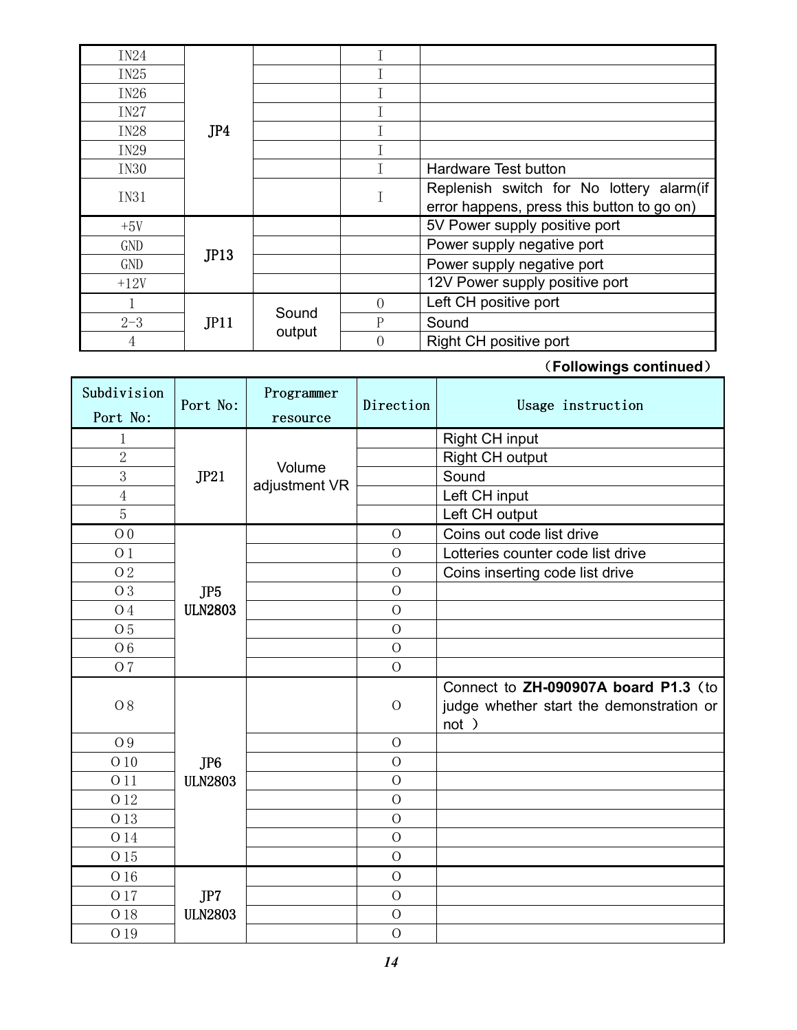| | | | | |
|---|---|---|---|---|
| IN24 | JP4 | | I | |
| IN25 | | | I | |
| IN26 | | | I | |
| IN27 | | | I | |
| IN28 | | | I | |
| IN29 | | | I | |
| IN30 | | | I | Hardware Test button |
| IN31 | | | I | Replenish switch for No lottery alarm(if error happens, press this button to go on) |
| +5V | JP13 | | | 5V Power supply positive port |
| GND | | | | Power supply negative port |
| GND | | | | Power supply negative port |
| +12V | | | | 12V Power supply positive port |
| 1 | JP11 | Sound output | 0 | Left CH positive port |
| 2-3 | | | P | Sound |
| 4 | | | 0 | Right CH positive port |

（**Followings continued**）

| Subdivision Port No: | Port No: | Programmer resource | Direction | Usage instruction |
|---|---|---|---|---|
| 1 | JP21 | Volume adjustment VR | | Right CH input |
| 2 | | | | Right CH output |
| 3 | | | | Sound |
| 4 | | | | Left CH input |
| 5 | | | | Left CH output |
| O 0 | JP5 ULN2803 | | O | Coins out code list drive |
| O 1 | | | O | Lotteries counter code list drive |
| O 2 | | | O | Coins inserting code list drive |
| O 3 | | | O | |
| O 4 | | | O | |
| O 5 | | | O | |
| O 6 | | | O | |
| O 7 | | | O | |
| O 8 | JP6 ULN2803 | | O | Connect to **ZH-090907A board P1.3**（to judge whether start the demonstration or not ） |
| O 9 | | | O | |
| O 10 | | | O | |
| O 11 | | | O | |
| O 12 | | | O | |
| O 13 | | | O | |
| O 14 | | | O | |
| O 15 | | | O | |
| O 16 | JP7 ULN2803 | | O | |
| O 17 | | | O | |
| O 18 | | | O | |
| O 19 | | | O | |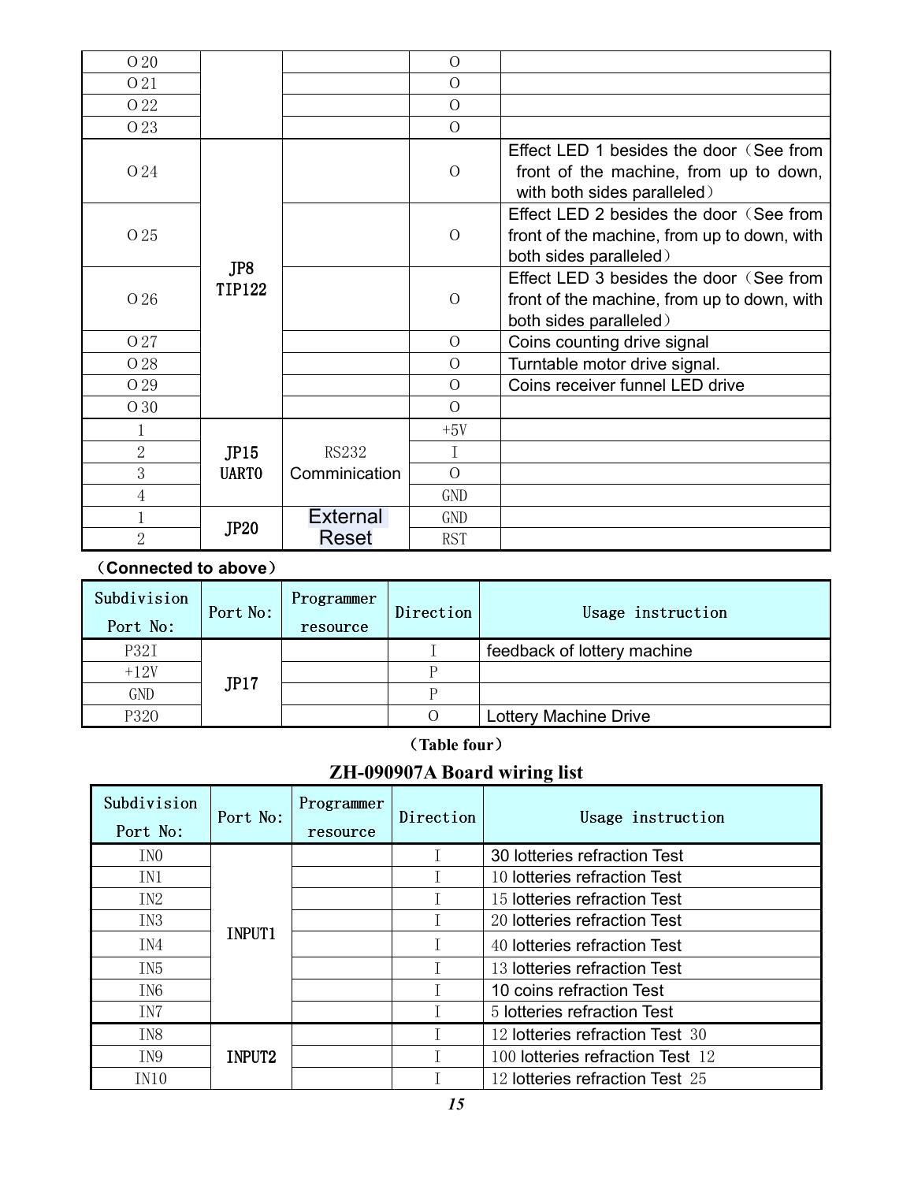| | | | | |
|---|---|---|---|---|
| O 20 | | | O | |
| O 21 | | | O | |
| O 22 | | | O | |
| O 23 | | | O | |
| O 24 | JP8 TIP122 | | O | Effect LED 1 besides the door（See from front of the machine, from up to down, with both sides paralleled） |
| O 25 | | | O | Effect LED 2 besides the door（See from front of the machine, from up to down, with both sides paralleled） |
| O 26 | | | O | Effect LED 3 besides the door（See from front of the machine, from up to down, with both sides paralleled） |
| O 27 | | | O | Coins counting drive signal |
| O 28 | | | O | Turntable motor drive signal. |
| O 29 | | | O | Coins receiver funnel LED drive |
| O 30 | | | O | |
| 1 | JP15 UART0 | RS232 Comminication | +5V | |
| 2 | | | I | |
| 3 | | | O | |
| 4 | | | GND | |
| 1 | JP20 | External Reset | GND | |
| 2 | | | RST | |

（**Connected to above**）

| Subdivision Port No: | Port No: | Programmer resource | Direction | Usage instruction |
|---|---|---|---|---|
| P32I | JP17 | | I | feedback of lottery machine |
| +12V | | | P | |
| GND | | | P | |
| P32O | | | O | Lottery Machine Drive |

**（Table four）**

## ZH-090907A Board wiring list

| Subdivision Port No: | Port No: | Programmer resource | Direction | Usage instruction |
|---|---|---|---|---|
| IN0 | INPUT1 | | I | 30 lotteries refraction Test |
| IN1 | | | I | 10 lotteries refraction Test |
| IN2 | | | I | 15 lotteries refraction Test |
| IN3 | | | I | 20 lotteries refraction Test |
| IN4 | | | I | 40 lotteries refraction Test |
| IN5 | | | I | 13 lotteries refraction Test |
| IN6 | | | I | 10 coins refraction Test |
| IN7 | | | I | 5 lotteries refraction Test |
| IN8 | INPUT2 | | I | 12 lotteries refraction Test 30 |
| IN9 | | | I | 100 lotteries refraction Test 12 |
| IN10 | | | I | 12 lotteries refraction Test 25 |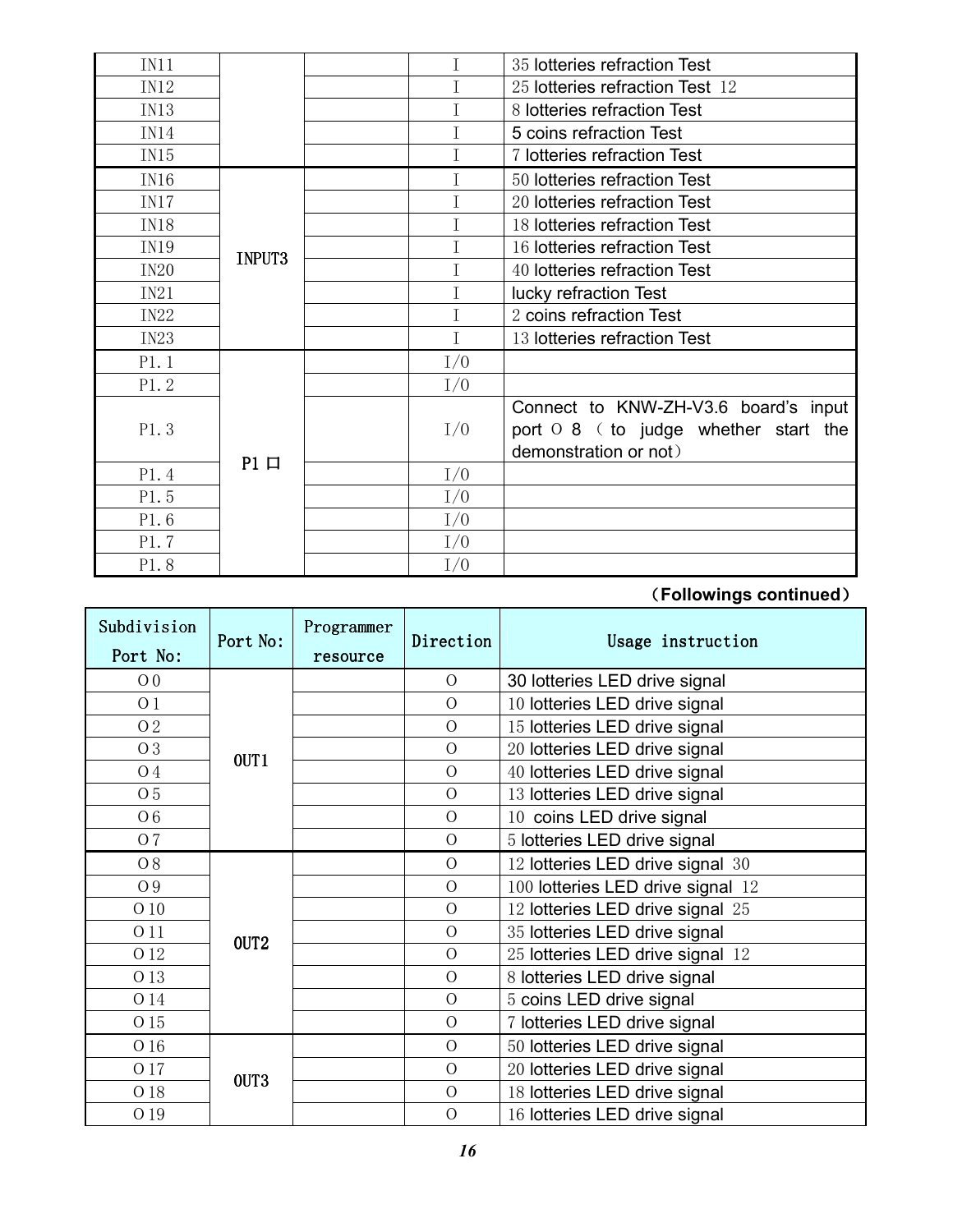| | | | | |
|---|---|---|---|---|
| IN11 | | | I | 35 lotteries refraction Test |
| IN12 | | | I | 25 lotteries refraction Test 12 |
| IN13 | | | I | 8 lotteries refraction Test |
| IN14 | | | I | 5 coins refraction Test |
| IN15 | | | I | 7 lotteries refraction Test |
| IN16 | INPUT3 | | I | 50 lotteries refraction Test |
| IN17 | | | I | 20 lotteries refraction Test |
| IN18 | | | I | 18 lotteries refraction Test |
| IN19 | | | I | 16 lotteries refraction Test |
| IN20 | | | I | 40 lotteries refraction Test |
| IN21 | | | I | lucky refraction Test |
| IN22 | | | I | 2 coins refraction Test |
| IN23 | | | I | 13 lotteries refraction Test |
| P1.1 | P1 口 | | I/O | |
| P1.2 | | | I/O | |
| P1.3 | | | I/O | Connect to KNW-ZH-V3.6 board's input port O 8 ( to judge whether start the demonstration or not) |
| P1.4 | | | I/O | |
| P1.5 | | | I/O | |
| P1.6 | | | I/O | |
| P1.7 | | | I/O | |
| P1.8 | | | I/O | |

**（Followings continued）**

| Subdivision Port No: | Port No: | Programmer resource | Direction | Usage instruction |
|---|---|---|---|---|
| O 0 | OUT1 | | O | 30 lotteries LED drive signal |
| O 1 | | | O | 10 lotteries LED drive signal |
| O 2 | | | O | 15 lotteries LED drive signal |
| O 3 | | | O | 20 lotteries LED drive signal |
| O 4 | | | O | 40 lotteries LED drive signal |
| O 5 | | | O | 13 lotteries LED drive signal |
| O 6 | | | O | 10 coins LED drive signal |
| O 7 | | | O | 5 lotteries LED drive signal |
| O 8 | OUT2 | | O | 12 lotteries LED drive signal 30 |
| O 9 | | | O | 100 lotteries LED drive signal 12 |
| O 10 | | | O | 12 lotteries LED drive signal 25 |
| O 11 | | | O | 35 lotteries LED drive signal |
| O 12 | | | O | 25 lotteries LED drive signal 12 |
| O 13 | | | O | 8 lotteries LED drive signal |
| O 14 | | | O | 5 coins LED drive signal |
| O 15 | | | O | 7 lotteries LED drive signal |
| O 16 | OUT3 | | O | 50 lotteries LED drive signal |
| O 17 | | | O | 20 lotteries LED drive signal |
| O 18 | | | O | 18 lotteries LED drive signal |
| O 19 | | | O | 16 lotteries LED drive signal |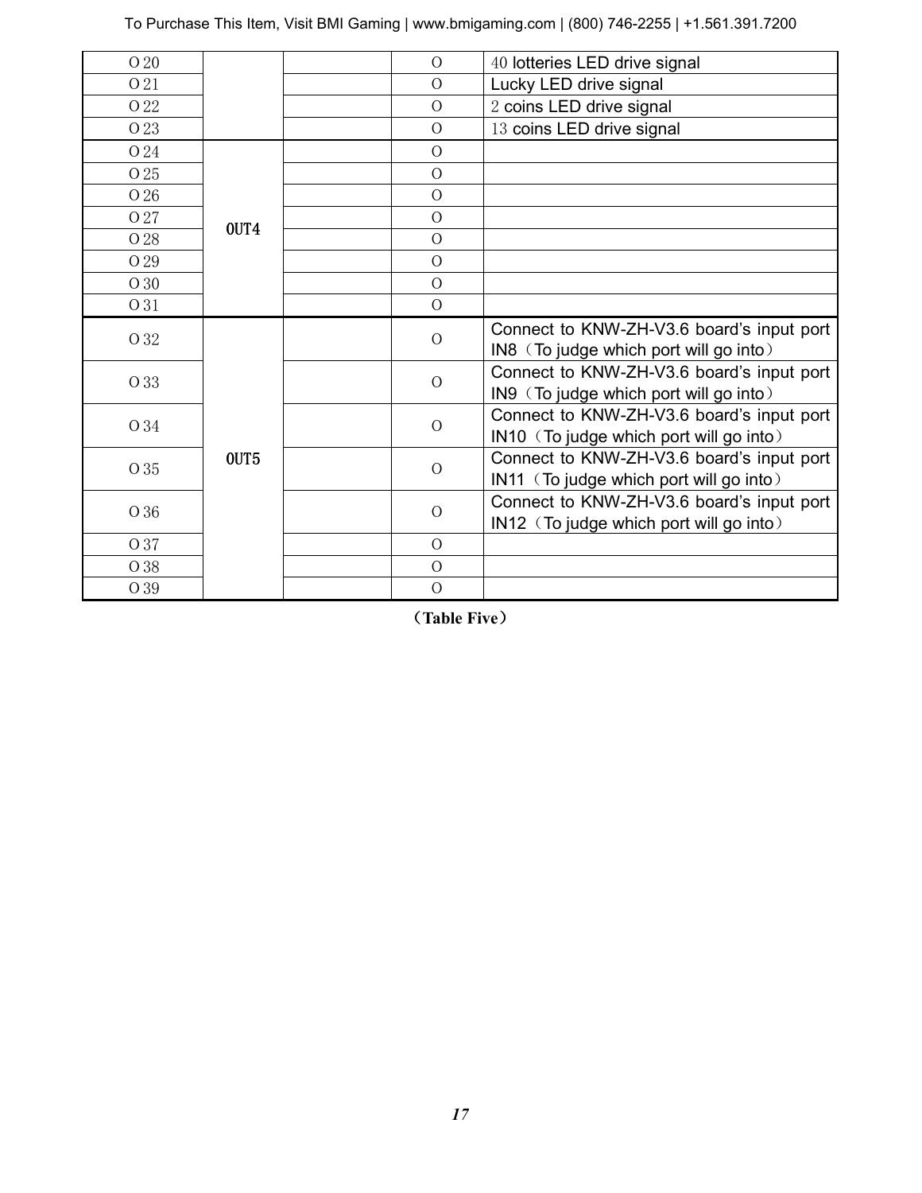| | | | | |
|---|---|---|---|---|
| O 20 | | | O | 40 lotteries LED drive signal |
| O 21 | | | O | Lucky LED drive signal |
| O 22 | | | O | 2 coins LED drive signal |
| O 23 | | | O | 13 coins LED drive signal |
| O 24 | OUT4 | | O | |
| O 25 | | | O | |
| O 26 | | | O | |
| O 27 | | | O | |
| O 28 | | | O | |
| O 29 | | | O | |
| O 30 | | | O | |
| O 31 | | | O | |
| O 32 | OUT5 | | O | Connect to KNW-ZH-V3.6 board's input port IN8（To judge which port will go into） |
| O 33 | | | O | Connect to KNW-ZH-V3.6 board's input port IN9（To judge which port will go into） |
| O 34 | | | O | Connect to KNW-ZH-V3.6 board's input port IN10（To judge which port will go into） |
| O 35 | | | O | Connect to KNW-ZH-V3.6 board's input port IN11（To judge which port will go into） |
| O 36 | | | O | Connect to KNW-ZH-V3.6 board's input port IN12（To judge which port will go into） |
| O 37 | | | O | |
| O 38 | | | O | |
| O 39 | | | O | |

**（Table Five）**